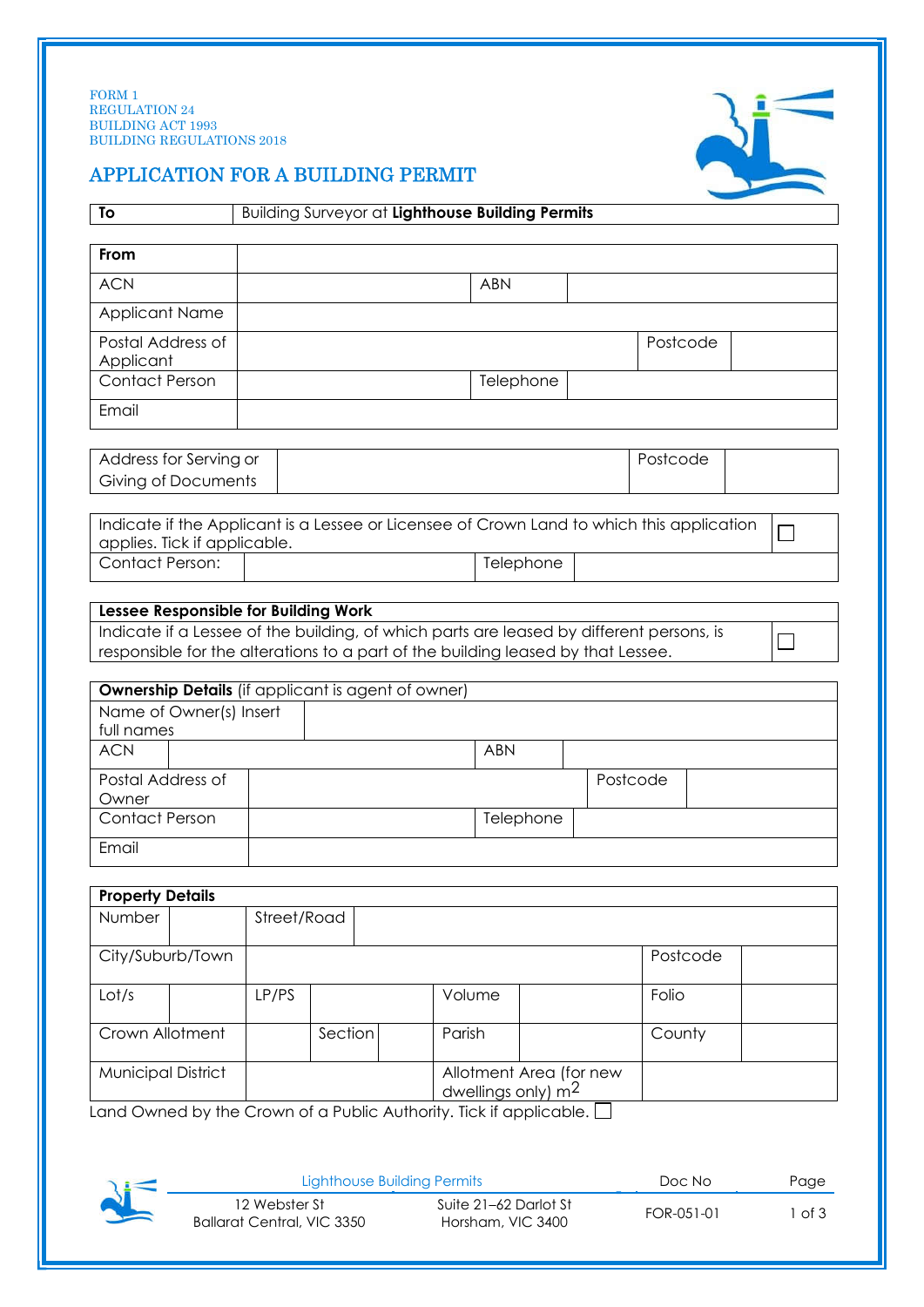FORM 1
REGULATION 24
BUILDING ACT 1993
BUILDING REGULATIONS 2018

# APPLICATION FOR A BUILDING PERMIT

| To | Building Surveyor at **Lighthouse Building Permits** |
|---|---|

| **From** | | | | | |
|---|---|---|---|---|---|
| ACN | | ABN | | | |
| Applicant Name | | | | | |
| Postal Address of Applicant | | | | Postcode | |
| Contact Person | | Telephone | | | |
| Email | | | | | |

| Address for Serving or Giving of Documents | | Postcode | |
|---|---|---|---|

| Indicate if the Applicant is a Lessee or Licensee of Crown Land to which this application applies. Tick if applicable. | | | ☐ |
|---|---|---|---|
| Contact Person: | | Telephone | |

| **Lessee Responsible for Building Work** | |
|---|---|
| Indicate if a Lessee of the building, of which parts are leased by different persons, is responsible for the alterations to a part of the building leased by that Lessee. | ☐ |

| **Ownership Details** (if applicant is agent of owner) | | | | | |
|---|---|---|---|---|---|
| Name of Owner(s) Insert full names | | | | | |
| ACN | | ABN | | | |
| Postal Address of Owner | | | | Postcode | |
| Contact Person | | Telephone | | | |
| Email | | | | | |

| **Property Details** | | | | | | | | |
|---|---|---|---|---|---|---|---|---|
| Number | | Street/Road | | | | | | |
| City/Suburb/Town | | | | | | | Postcode | |
| Lot/s | | LP/PS | | | Volume | | Folio | |
| Crown Allotment | | | Section | | Parish | | County | |
| Municipal District | | | | | Allotment Area (for new dwellings only) $m^2$ | | | |

Land Owned by the Crown of a Public Authority. Tick if applicable. ☐

| Lighthouse Building Permits | | Doc No | Page |
|---|---|---|---|
| 12 Webster St, Ballarat Central, VIC 3350 | Suite 21–62 Darlot St, Horsham, VIC 3400 | FOR-051-01 | 1 of 3 |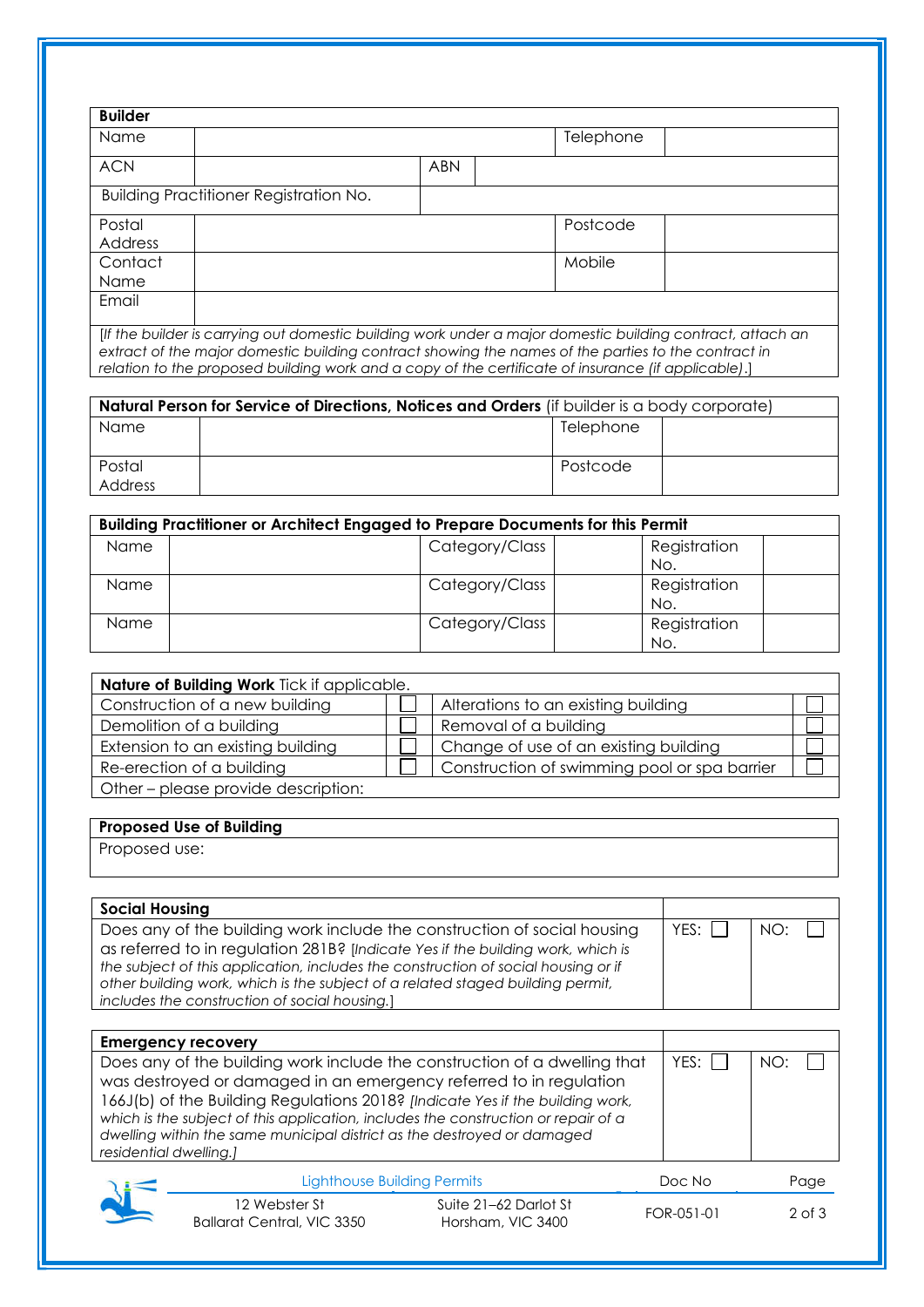| **Builder** | | | | |
|---|---|---|---|---|
| Name | | | Telephone | |
| ACN | | ABN | | |
| Building Practitioner Registration No. | | | | |
| Postal Address | | | Postcode | |
| Contact Name | | | Mobile | |
| Email | | | | |

*[If the builder is carrying out domestic building work under a major domestic building contract, attach an extract of the major domestic building contract showing the names of the parties to the contract in relation to the proposed building work and a copy of the certificate of insurance (if applicable).]*

| **Natural Person for Service of Directions, Notices and Orders** (if builder is a body corporate) | | | |
|---|---|---|---|
| Name | | Telephone | |
| Postal Address | | Postcode | |

| **Building Practitioner or Architect Engaged to Prepare Documents for this Permit** | | | | | |
|---|---|---|---|---|---|
| Name | | Category/Class | | Registration No. | |
| Name | | Category/Class | | Registration No. | |
| Name | | Category/Class | | Registration No. | |

| **Nature of Building Work** Tick if applicable. | | | |
|---|---|---|---|
| Construction of a new building | ☐ | Alterations to an existing building | ☐ |
| Demolition of a building | ☐ | Removal of a building | ☐ |
| Extension to an existing building | ☐ | Change of use of an existing building | ☐ |
| Re-erection of a building | ☐ | Construction of swimming pool or spa barrier | ☐ |
| Other – please provide description: | | | |

| **Proposed Use of Building** |
|---|
| Proposed use: |

| **Social Housing** | | |
|---|---|---|
| Does any of the building work include the construction of social housing as referred to in regulation 281B? *[Indicate Yes if the building work, which is the subject of this application, includes the construction of social housing or if other building work, which is the subject of a related staged building permit, includes the construction of social housing.]* | YES: ☐ | NO: ☐ |

| **Emergency recovery** | | |
|---|---|---|
| Does any of the building work include the construction of a dwelling that was destroyed or damaged in an emergency referred to in regulation 166J(b) of the Building Regulations 2018? *[Indicate Yes if the building work, which is the subject of this application, includes the construction or repair of a dwelling within the same municipal district as the destroyed or damaged residential dwelling.]* | YES: ☐ | NO: ☐ |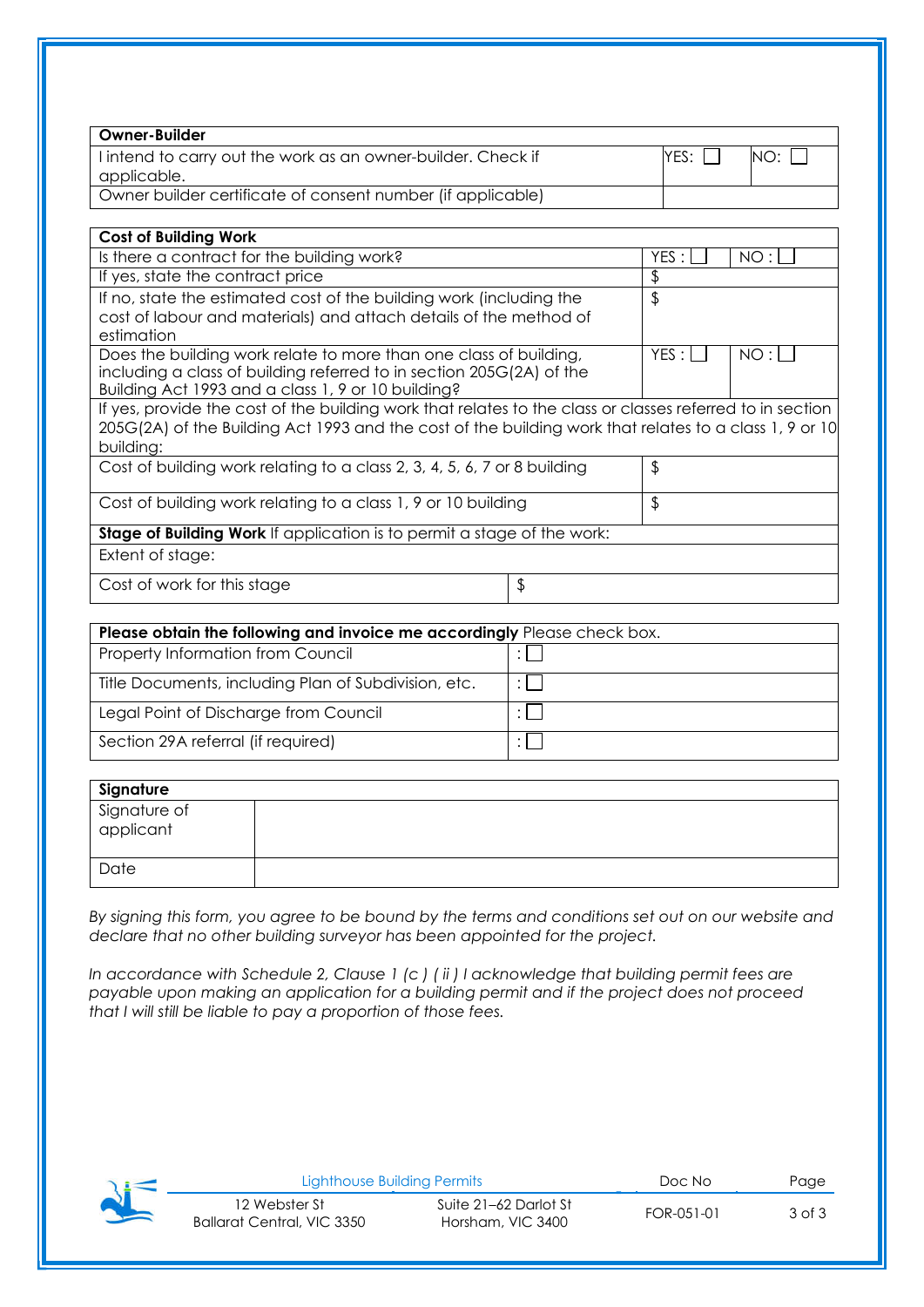| Owner-Builder | | |
|---|---|---|
| I intend to carry out the work as an owner-builder. Check if applicable. | YES: ☐ | NO: ☐ |
| Owner builder certificate of consent number (if applicable) | | |

| Cost of Building Work | | |
|---|---|---|
| Is there a contract for the building work? | YES : ☐ | NO : ☐ |
| If yes, state the contract price | $ | |
| If no, state the estimated cost of the building work (including the cost of labour and materials) and attach details of the method of estimation | $ | |
| Does the building work relate to more than one class of building, including a class of building referred to in section 205G(2A) of the Building Act 1993 and a class 1, 9 or 10 building? | YES : ☐ | NO : ☐ |
| If yes, provide the cost of the building work that relates to the class or classes referred to in section 205G(2A) of the Building Act 1993 and the cost of the building work that relates to a class 1, 9 or 10 building: | | |
| Cost of building work relating to a class 2, 3, 4, 5, 6, 7 or 8 building | $ | |
| Cost of building work relating to a class 1, 9 or 10 building | $ | |
| **Stage of Building Work** If application is to permit a stage of the work: | | |
| Extent of stage: | | |
| Cost of work for this stage | $ | |

| **Please obtain the following and invoice me accordingly** Please check box. | |
|---|---|
| Property Information from Council | : ☐ |
| Title Documents, including Plan of Subdivision, etc. | : ☐ |
| Legal Point of Discharge from Council | : ☐ |
| Section 29A referral (if required) | : ☐ |

| Signature | |
|---|---|
| Signature of applicant | |
| Date | |

*By signing this form, you agree to be bound by the terms and conditions set out on our website and declare that no other building surveyor has been appointed for the project.*

*In accordance with Schedule 2, Clause 1 (c ) ( ii ) I acknowledge that building permit fees are payable upon making an application for a building permit and if the project does not proceed that I will still be liable to pay a proportion of those fees.*

Lighthouse Building Permits

12 Webster St
Ballarat Central, VIC 3350

Suite 21–62 Darlot St
Horsham, VIC 3400

Doc No: FOR-051-01